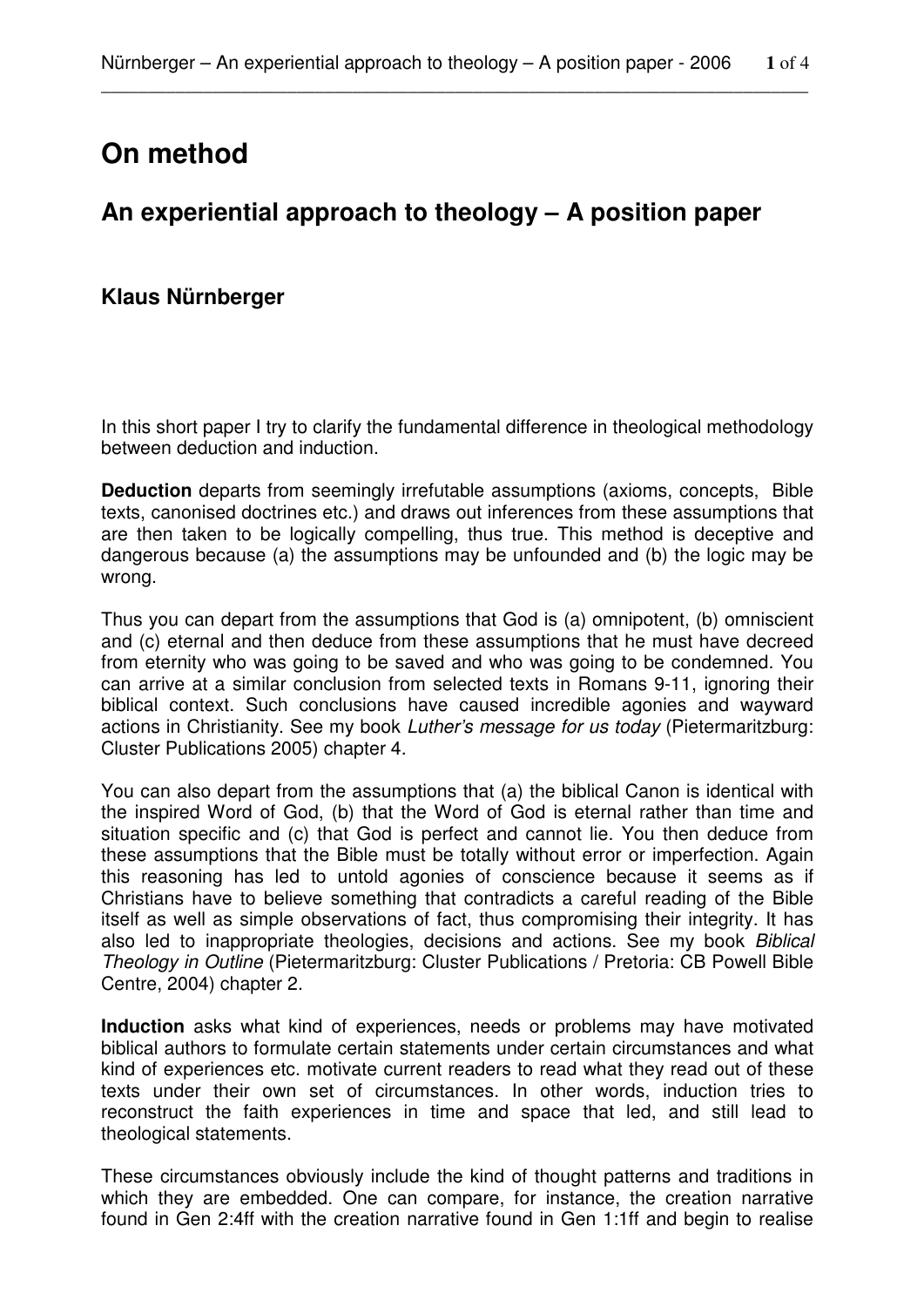# On method

## An experiential approach to theology – A position paper

### Klaus Nürnberger

In this short paper I try to clarify the fundamental difference in theological methodology between deduction and induction.

**Deduction** departs from seemingly irrefutable assumptions (axioms, concepts, Bible texts, canonised doctrines etc.) and draws out inferences from these assumptions that are then taken to be logically compelling, thus true. This method is deceptive and dangerous because (a) the assumptions may be unfounded and (b) the logic may be wrong.

Thus you can depart from the assumptions that God is (a) omnipotent, (b) omniscient and (c) eternal and then deduce from these assumptions that he must have decreed from eternity who was going to be saved and who was going to be condemned. You can arrive at a similar conclusion from selected texts in Romans 9-11, ignoring their biblical context. Such conclusions have caused incredible agonies and wayward actions in Christianity. See my book *Luther's message for us today* (Pietermaritzburg: Cluster Publications 2005) chapter 4.

You can also depart from the assumptions that (a) the biblical Canon is identical with the inspired Word of God, (b) that the Word of God is eternal rather than time and situation specific and (c) that God is perfect and cannot lie. You then deduce from these assumptions that the Bible must be totally without error or imperfection. Again this reasoning has led to untold agonies of conscience because it seems as if Christians have to believe something that contradicts a careful reading of the Bible itself as well as simple observations of fact, thus compromising their integrity. It has also led to inappropriate theologies, decisions and actions. See my book *Biblical Theology in Outline* (Pietermaritzburg: Cluster Publications / Pretoria: CB Powell Bible Centre, 2004) chapter 2.

**Induction** asks what kind of experiences, needs or problems may have motivated biblical authors to formulate certain statements under certain circumstances and what kind of experiences etc. motivate current readers to read what they read out of these texts under their own set of circumstances. In other words, induction tries to reconstruct the faith experiences in time and space that led, and still lead to theological statements.

These circumstances obviously include the kind of thought patterns and traditions in which they are embedded. One can compare, for instance, the creation narrative found in Gen 2:4ff with the creation narrative found in Gen 1:1ff and begin to realise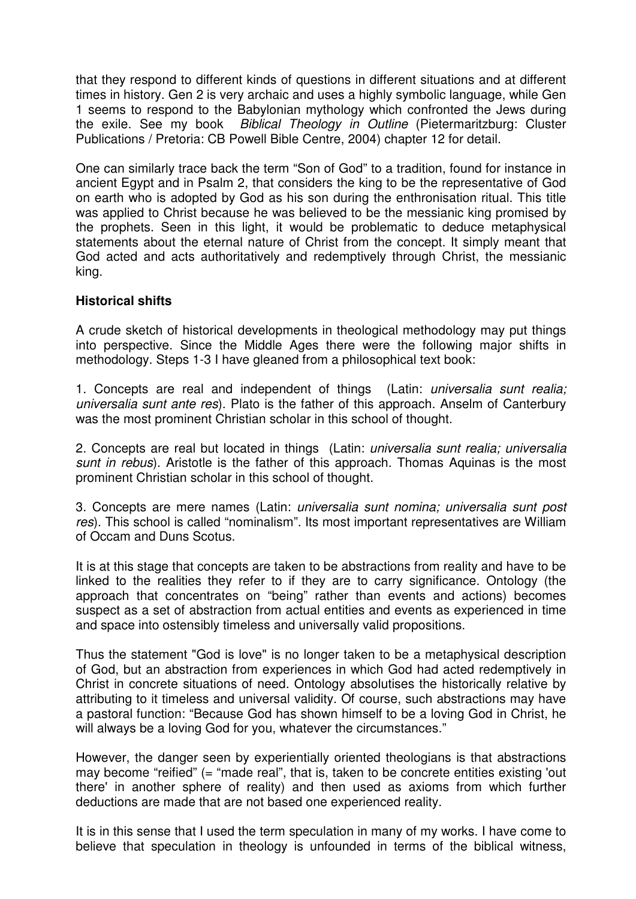that they respond to different kinds of questions in different situations and at different times in history. Gen 2 is very archaic and uses a highly symbolic language, while Gen 1 seems to respond to the Babylonian mythology which confronted the Jews during the exile. See my book *Biblical Theology in Outline* (Pietermaritzburg: Cluster Publications / Pretoria: CB Powell Bible Centre, 2004) chapter 12 for detail.

One can similarly trace back the term "Son of God" to a tradition, found for instance in ancient Egypt and in Psalm 2, that considers the king to be the representative of God on earth who is adopted by God as his son during the enthronisation ritual. This title was applied to Christ because he was believed to be the messianic king promised by the prophets. Seen in this light, it would be problematic to deduce metaphysical statements about the eternal nature of Christ from the concept. It simply meant that God acted and acts authoritatively and redemptively through Christ, the messianic king.

**Historical shifts**

A crude sketch of historical developments in theological methodology may put things into perspective. Since the Middle Ages there were the following major shifts in methodology. Steps 1-3 I have gleaned from a philosophical text book:

1. Concepts are real and independent of things (Latin: *universalia sunt realia; universalia sunt ante res*). Plato is the father of this approach. Anselm of Canterbury was the most prominent Christian scholar in this school of thought.

2. Concepts are real but located in things (Latin: *universalia sunt realia; universalia sunt in rebus*). Aristotle is the father of this approach. Thomas Aquinas is the most prominent Christian scholar in this school of thought.

3. Concepts are mere names (Latin: *universalia sunt nomina; universalia sunt post res*). This school is called "nominalism". Its most important representatives are William of Occam and Duns Scotus.

It is at this stage that concepts are taken to be abstractions from reality and have to be linked to the realities they refer to if they are to carry significance. Ontology (the approach that concentrates on "being" rather than events and actions) becomes suspect as a set of abstraction from actual entities and events as experienced in time and space into ostensibly timeless and universally valid propositions.

Thus the statement "God is love" is no longer taken to be a metaphysical description of God, but an abstraction from experiences in which God had acted redemptively in Christ in concrete situations of need. Ontology absolutises the historically relative by attributing to it timeless and universal validity. Of course, such abstractions may have a pastoral function: "Because God has shown himself to be a loving God in Christ, he will always be a loving God for you, whatever the circumstances."

However, the danger seen by experientially oriented theologians is that abstractions may become "reified" (= "made real", that is, taken to be concrete entities existing 'out there' in another sphere of reality) and then used as axioms from which further deductions are made that are not based one experienced reality.

It is in this sense that I used the term speculation in many of my works. I have come to believe that speculation in theology is unfounded in terms of the biblical witness,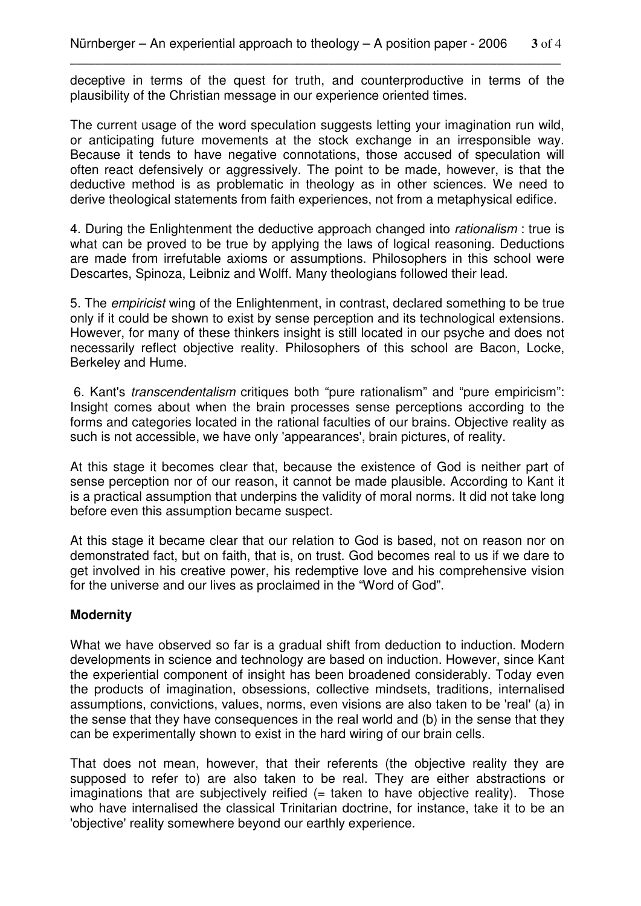deceptive in terms of the quest for truth, and counterproductive in terms of the plausibility of the Christian message in our experience oriented times.

The current usage of the word speculation suggests letting your imagination run wild, or anticipating future movements at the stock exchange in an irresponsible way. Because it tends to have negative connotations, those accused of speculation will often react defensively or aggressively. The point to be made, however, is that the deductive method is as problematic in theology as in other sciences. We need to derive theological statements from faith experiences, not from a metaphysical edifice.

4. During the Enlightenment the deductive approach changed into *rationalism* : true is what can be proved to be true by applying the laws of logical reasoning. Deductions are made from irrefutable axioms or assumptions. Philosophers in this school were Descartes, Spinoza, Leibniz and Wolff. Many theologians followed their lead.

5. The *empiricist* wing of the Enlightenment, in contrast, declared something to be true only if it could be shown to exist by sense perception and its technological extensions. However, for many of these thinkers insight is still located in our psyche and does not necessarily reflect objective reality. Philosophers of this school are Bacon, Locke, Berkeley and Hume.

6. Kant's *transcendentalism* critiques both "pure rationalism" and "pure empiricism": Insight comes about when the brain processes sense perceptions according to the forms and categories located in the rational faculties of our brains. Objective reality as such is not accessible, we have only 'appearances', brain pictures, of reality.

At this stage it becomes clear that, because the existence of God is neither part of sense perception nor of our reason, it cannot be made plausible. According to Kant it is a practical assumption that underpins the validity of moral norms. It did not take long before even this assumption became suspect.

At this stage it became clear that our relation to God is based, not on reason nor on demonstrated fact, but on faith, that is, on trust. God becomes real to us if we dare to get involved in his creative power, his redemptive love and his comprehensive vision for the universe and our lives as proclaimed in the "Word of God".

**Modernity**

What we have observed so far is a gradual shift from deduction to induction. Modern developments in science and technology are based on induction. However, since Kant the experiential component of insight has been broadened considerably. Today even the products of imagination, obsessions, collective mindsets, traditions, internalised assumptions, convictions, values, norms, even visions are also taken to be 'real' (a) in the sense that they have consequences in the real world and (b) in the sense that they can be experimentally shown to exist in the hard wiring of our brain cells.

That does not mean, however, that their referents (the objective reality they are supposed to refer to) are also taken to be real. They are either abstractions or imaginations that are subjectively reified (= taken to have objective reality). Those who have internalised the classical Trinitarian doctrine, for instance, take it to be an 'objective' reality somewhere beyond our earthly experience.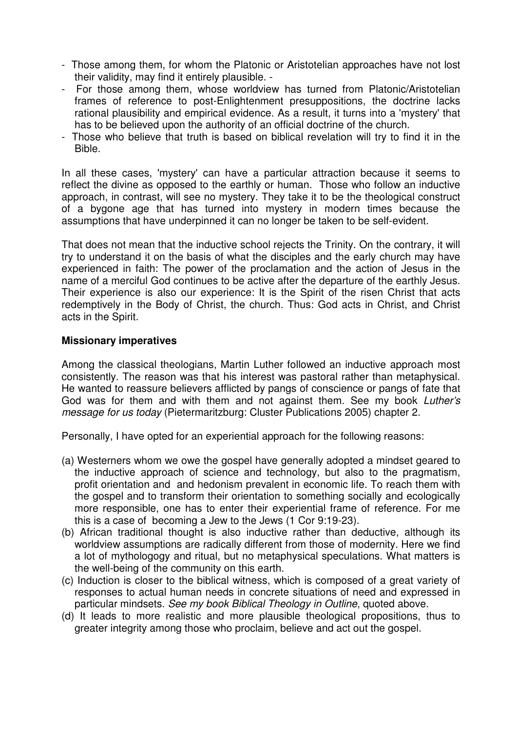- Those among them, for whom the Platonic or Aristotelian approaches have not lost their validity, may find it entirely plausible. -
- For those among them, whose worldview has turned from Platonic/Aristotelian frames of reference to post-Enlightenment presuppositions, the doctrine lacks rational plausibility and empirical evidence. As a result, it turns into a 'mystery' that has to be believed upon the authority of an official doctrine of the church.
- Those who believe that truth is based on biblical revelation will try to find it in the Bible.

In all these cases, 'mystery' can have a particular attraction because it seems to reflect the divine as opposed to the earthly or human. Those who follow an inductive approach, in contrast, will see no mystery. They take it to be the theological construct of a bygone age that has turned into mystery in modern times because the assumptions that have underpinned it can no longer be taken to be self-evident.

That does not mean that the inductive school rejects the Trinity. On the contrary, it will try to understand it on the basis of what the disciples and the early church may have experienced in faith: The power of the proclamation and the action of Jesus in the name of a merciful God continues to be active after the departure of the earthly Jesus. Their experience is also our experience: It is the Spirit of the risen Christ that acts redemptively in the Body of Christ, the church. Thus: God acts in Christ, and Christ acts in the Spirit.

**Missionary imperatives**

Among the classical theologians, Martin Luther followed an inductive approach most consistently. The reason was that his interest was pastoral rather than metaphysical. He wanted to reassure believers afflicted by pangs of conscience or pangs of fate that God was for them and with them and not against them. See my book *Luther's message for us today* (Pietermaritzburg: Cluster Publications 2005) chapter 2.

Personally, I have opted for an experiential approach for the following reasons:

(a) Westerners whom we owe the gospel have generally adopted a mindset geared to the inductive approach of science and technology, but also to the pragmatism, profit orientation and and hedonism prevalent in economic life. To reach them with the gospel and to transform their orientation to something socially and ecologically more responsible, one has to enter their experiential frame of reference. For me this is a case of becoming a Jew to the Jews (1 Cor 9:19-23).

(b) African traditional thought is also inductive rather than deductive, although its worldview assumptions are radically different from those of modernity. Here we find a lot of mythologogy and ritual, but no metaphysical speculations. What matters is the well-being of the community on this earth.

(c) Induction is closer to the biblical witness, which is composed of a great variety of responses to actual human needs in concrete situations of need and expressed in particular mindsets. *See my book Biblical Theology in Outline*, quoted above.

(d) It leads to more realistic and more plausible theological propositions, thus to greater integrity among those who proclaim, believe and act out the gospel.